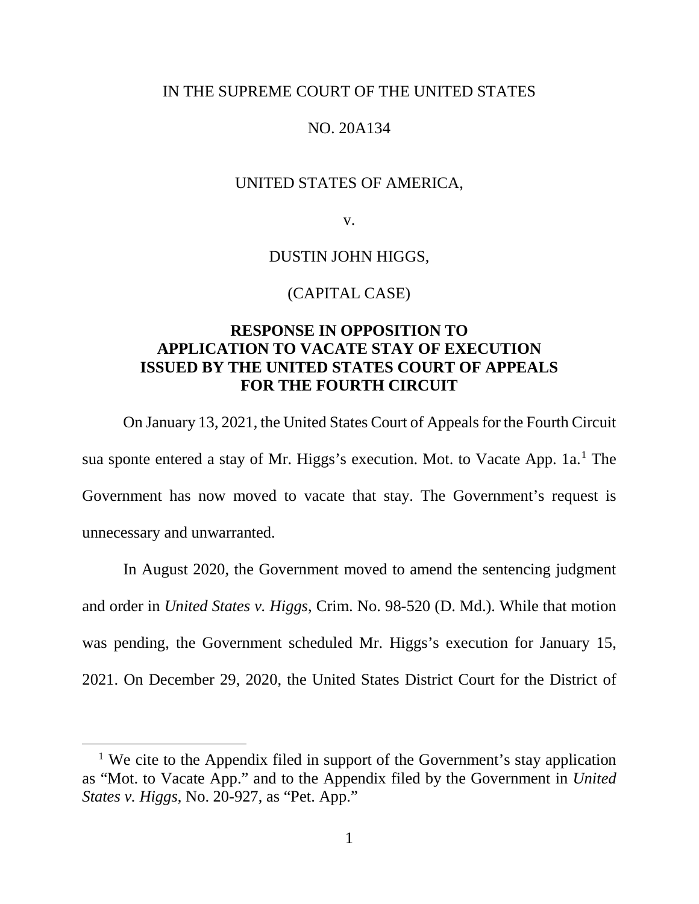IN THE SUPREME COURT OF THE UNITED STATES

NO. 20A134

UNITED STATES OF AMERICA,

v.

DUSTIN JOHN HIGGS,

(CAPITAL CASE)

**RESPONSE IN OPPOSITION TO APPLICATION TO VACATE STAY OF EXECUTION ISSUED BY THE UNITED STATES COURT OF APPEALS FOR THE FOURTH CIRCUIT**

On January 13, 2021, the United States Court of Appeals for the Fourth Circuit sua sponte entered a stay of Mr. Higgs's execution. Mot. to Vacate App. 1a.[1] The Government has now moved to vacate that stay. The Government's request is unnecessary and unwarranted.

In August 2020, the Government moved to amend the sentencing judgment and order in *United States v. Higgs*, Crim. No. 98-520 (D. Md.). While that motion was pending, the Government scheduled Mr. Higgs's execution for January 15, 2021. On December 29, 2020, the United States District Court for the District of

[1] We cite to the Appendix filed in support of the Government's stay application as "Mot. to Vacate App." and to the Appendix filed by the Government in *United States v. Higgs*, No. 20-927, as "Pet. App."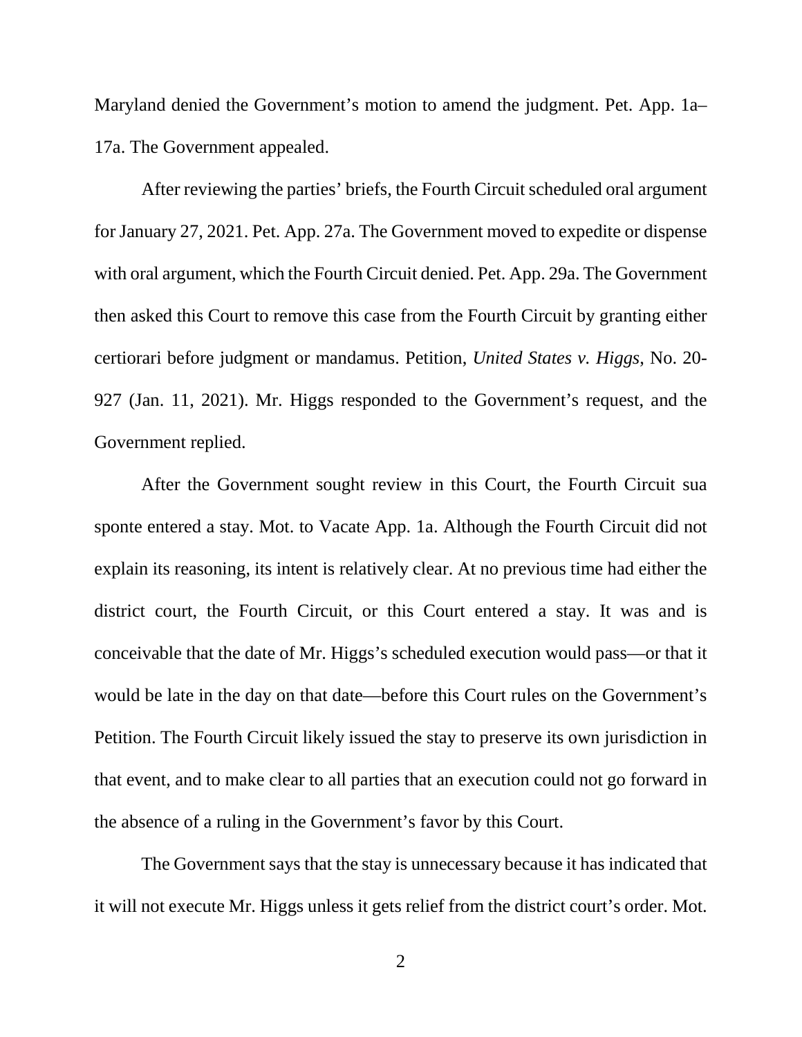Maryland denied the Government's motion to amend the judgment. Pet. App. 1a–17a. The Government appealed.

After reviewing the parties' briefs, the Fourth Circuit scheduled oral argument for January 27, 2021. Pet. App. 27a. The Government moved to expedite or dispense with oral argument, which the Fourth Circuit denied. Pet. App. 29a. The Government then asked this Court to remove this case from the Fourth Circuit by granting either certiorari before judgment or mandamus. Petition, *United States v. Higgs*, No. 20-927 (Jan. 11, 2021). Mr. Higgs responded to the Government's request, and the Government replied.

After the Government sought review in this Court, the Fourth Circuit sua sponte entered a stay. Mot. to Vacate App. 1a. Although the Fourth Circuit did not explain its reasoning, its intent is relatively clear. At no previous time had either the district court, the Fourth Circuit, or this Court entered a stay. It was and is conceivable that the date of Mr. Higgs's scheduled execution would pass—or that it would be late in the day on that date—before this Court rules on the Government's Petition. The Fourth Circuit likely issued the stay to preserve its own jurisdiction in that event, and to make clear to all parties that an execution could not go forward in the absence of a ruling in the Government's favor by this Court.

The Government says that the stay is unnecessary because it has indicated that it will not execute Mr. Higgs unless it gets relief from the district court's order. Mot.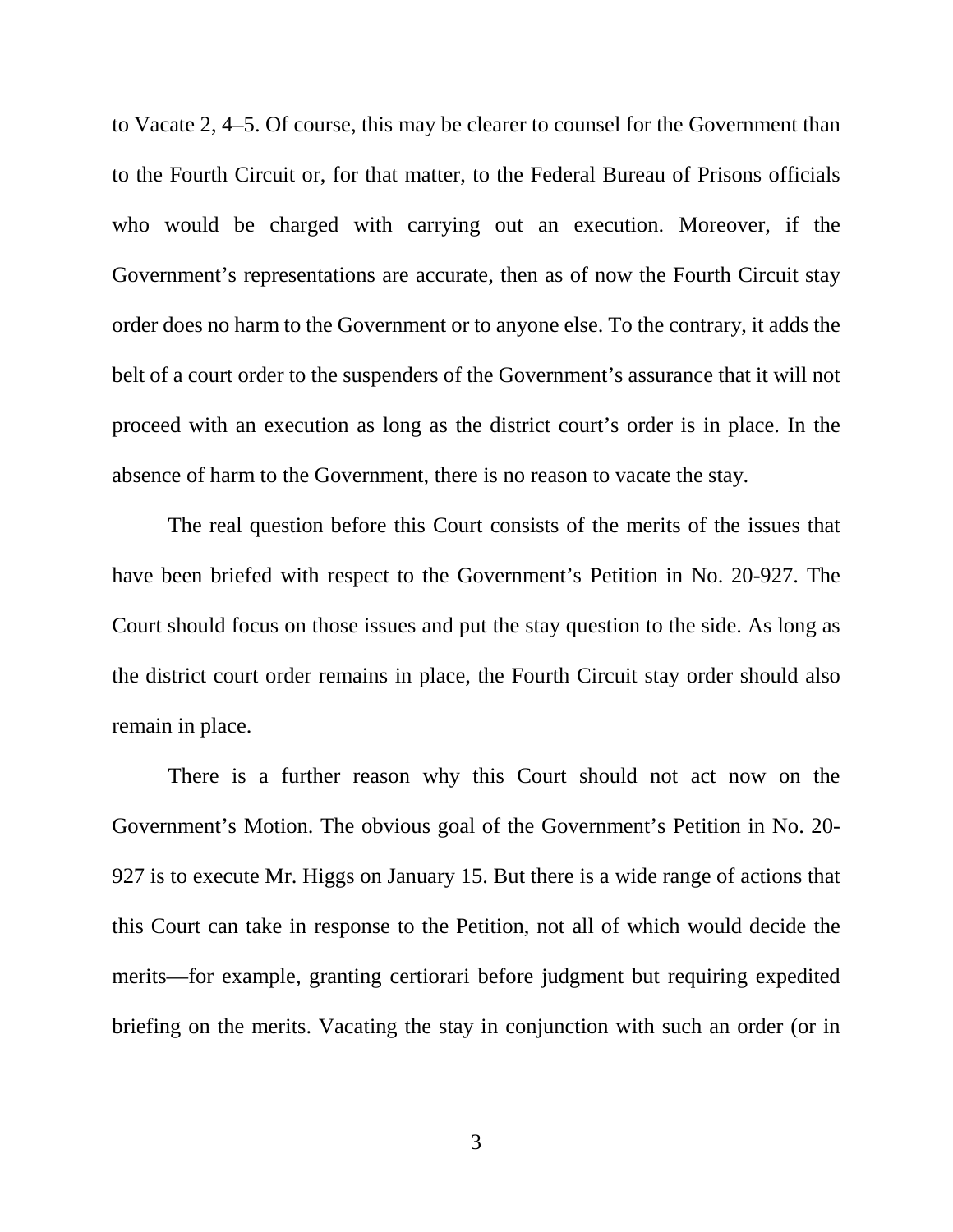to Vacate 2, 4–5. Of course, this may be clearer to counsel for the Government than to the Fourth Circuit or, for that matter, to the Federal Bureau of Prisons officials who would be charged with carrying out an execution. Moreover, if the Government's representations are accurate, then as of now the Fourth Circuit stay order does no harm to the Government or to anyone else. To the contrary, it adds the belt of a court order to the suspenders of the Government's assurance that it will not proceed with an execution as long as the district court's order is in place. In the absence of harm to the Government, there is no reason to vacate the stay.

The real question before this Court consists of the merits of the issues that have been briefed with respect to the Government's Petition in No. 20-927. The Court should focus on those issues and put the stay question to the side. As long as the district court order remains in place, the Fourth Circuit stay order should also remain in place.

There is a further reason why this Court should not act now on the Government's Motion. The obvious goal of the Government's Petition in No. 20-927 is to execute Mr. Higgs on January 15. But there is a wide range of actions that this Court can take in response to the Petition, not all of which would decide the merits—for example, granting certiorari before judgment but requiring expedited briefing on the merits. Vacating the stay in conjunction with such an order (or in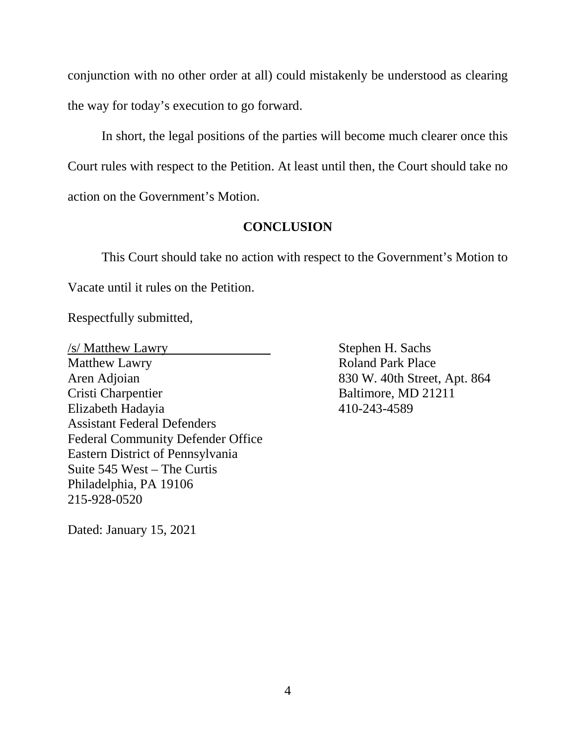conjunction with no other order at all) could mistakenly be understood as clearing the way for today's execution to go forward.

In short, the legal positions of the parties will become much clearer once this Court rules with respect to the Petition. At least until then, the Court should take no action on the Government's Motion.

## CONCLUSION

This Court should take no action with respect to the Government's Motion to Vacate until it rules on the Petition.

Respectfully submitted,

/s/ Matthew Lawry
Matthew Lawry
Aren Adjoian
Cristi Charpentier
Elizabeth Hadayia
Assistant Federal Defenders
Federal Community Defender Office
Eastern District of Pennsylvania
Suite 545 West – The Curtis
Philadelphia, PA 19106
215-928-0520

Stephen H. Sachs
Roland Park Place
830 W. 40th Street, Apt. 864
Baltimore, MD 21211
410-243-4589

Dated: January 15, 2021